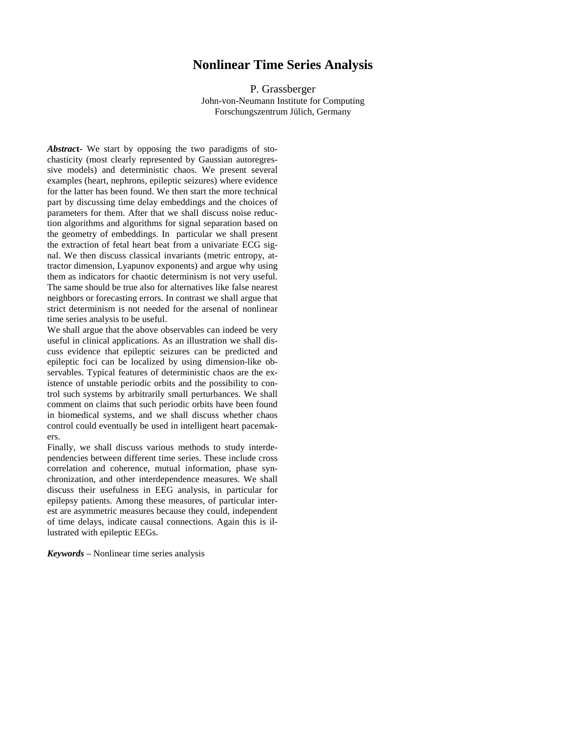# Nonlinear Time Series Analysis

P. Grassberger
John-von-Neumann Institute for Computing
Forschungszentrum Jülich, Germany

***Abstract*****-** We start by opposing the two paradigms of stochasticity (most clearly represented by Gaussian autoregressive models) and deterministic chaos. We present several examples (heart, nephrons, epileptic seizures) where evidence for the latter has been found. We then start the more technical part by discussing time delay embeddings and the choices of parameters for them. After that we shall discuss noise reduction algorithms and algorithms for signal separation based on the geometry of embeddings. In particular we shall present the extraction of fetal heart beat from a univariate ECG signal. We then discuss classical invariants (metric entropy, attractor dimension, Lyapunov exponents) and argue why using them as indicators for chaotic determinism is not very useful. The same should be true also for alternatives like false nearest neighbors or forecasting errors. In contrast we shall argue that strict determinism is not needed for the arsenal of nonlinear time series analysis to be useful.

We shall argue that the above observables can indeed be very useful in clinical applications. As an illustration we shall discuss evidence that epileptic seizures can be predicted and epileptic foci can be localized by using dimension-like observables. Typical features of deterministic chaos are the existence of unstable periodic orbits and the possibility to control such systems by arbitrarily small perturbances. We shall comment on claims that such periodic orbits have been found in biomedical systems, and we shall discuss whether chaos control could eventually be used in intelligent heart pacemakers.

Finally, we shall discuss various methods to study interdependencies between different time series. These include cross correlation and coherence, mutual information, phase synchronization, and other interdependence measures. We shall discuss their usefulness in EEG analysis, in particular for epilepsy patients. Among these measures, of particular interest are asymmetric measures because they could, independent of time delays, indicate causal connections. Again this is illustrated with epileptic EEGs.

***Keywords*** – Nonlinear time series analysis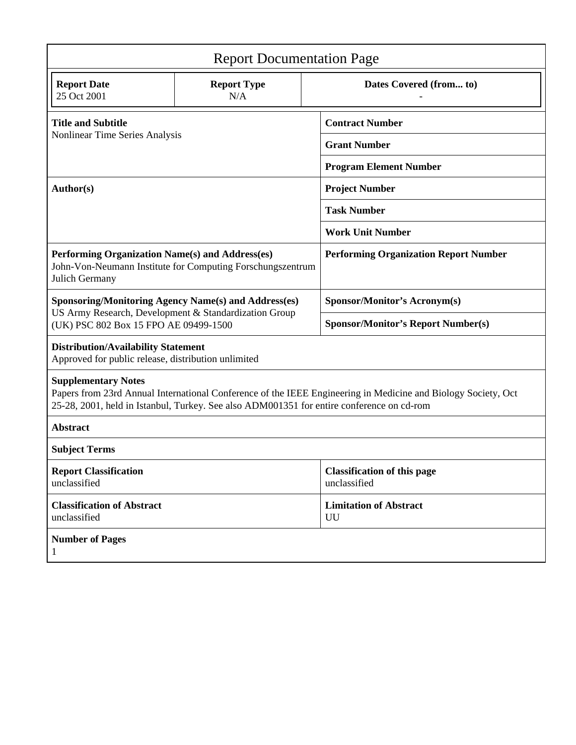# Report Documentation Page

| Report Date | Report Type | Dates Covered (from... to) |
|---|---|---|
| 25 Oct 2001 | N/A | - |

| | |
|---|---|
| **Title and Subtitle**<br>Nonlinear Time Series Analysis | **Contract Number** |
| | **Grant Number** |
| | **Program Element Number** |
| **Author(s)** | **Project Number** |
| | **Task Number** |
| | **Work Unit Number** |
| **Performing Organization Name(s) and Address(es)**<br>John-Von-Neumann Institute for Computing Forschungszentrum Julich Germany | **Performing Organization Report Number** |
| **Sponsoring/Monitoring Agency Name(s) and Address(es)**<br>US Army Research, Development & Standardization Group (UK) PSC 802 Box 15 FPO AE 09499-1500 | **Sponsor/Monitor's Acronym(s)** |
| | **Sponsor/Monitor's Report Number(s)** |

**Distribution/Availability Statement**
Approved for public release, distribution unlimited

**Supplementary Notes**
Papers from 23rd Annual International Conference of the IEEE Engineering in Medicine and Biology Society, Oct 25-28, 2001, held in Istanbul, Turkey. See also ADM001351 for entire conference on cd-rom

**Abstract**

**Subject Terms**

| | |
|---|---|
| **Report Classification**<br>unclassified | **Classification of this page**<br>unclassified |
| **Classification of Abstract**<br>unclassified | **Limitation of Abstract**<br>UU |

**Number of Pages**
1